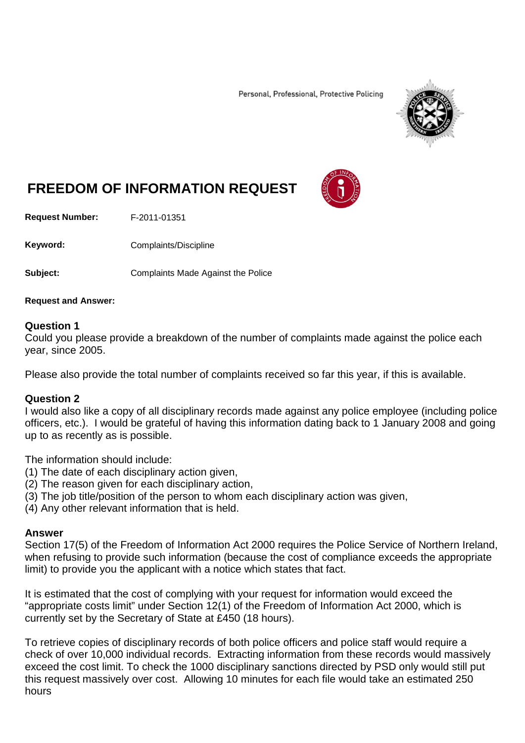Personal, Professional, Protective Policing

# FREEDOM OF INFORMATION REQUEST

**Request Number:** F-2011-01351

**Keyword:** Complaints/Discipline

**Subject:** Complaints Made Against the Police

**Request and Answer:**

## Question 1

Could you please provide a breakdown of the number of complaints made against the police each year, since 2005.

Please also provide the total number of complaints received so far this year, if this is available.

## Question 2

I would also like a copy of all disciplinary records made against any police employee (including police officers, etc.). I would be grateful of having this information dating back to 1 January 2008 and going up to as recently as is possible.

The information should include:
(1) The date of each disciplinary action given,
(2) The reason given for each disciplinary action,
(3) The job title/position of the person to whom each disciplinary action was given,
(4) Any other relevant information that is held.

## Answer

Section 17(5) of the Freedom of Information Act 2000 requires the Police Service of Northern Ireland, when refusing to provide such information (because the cost of compliance exceeds the appropriate limit) to provide you the applicant with a notice which states that fact.

It is estimated that the cost of complying with your request for information would exceed the "appropriate costs limit" under Section 12(1) of the Freedom of Information Act 2000, which is currently set by the Secretary of State at £450 (18 hours).

To retrieve copies of disciplinary records of both police officers and police staff would require a check of over 10,000 individual records. Extracting information from these records would massively exceed the cost limit. To check the 1000 disciplinary sanctions directed by PSD only would still put this request massively over cost. Allowing 10 minutes for each file would take an estimated 250 hours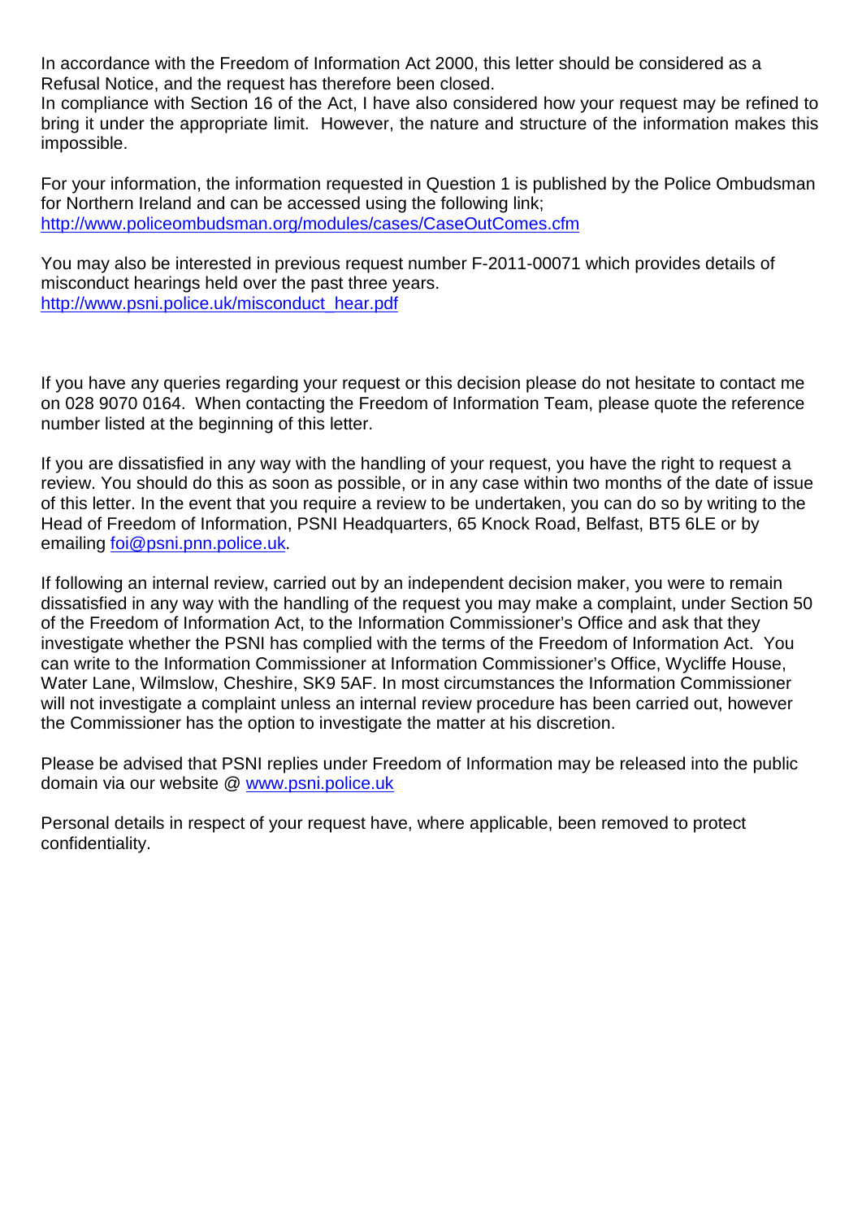In accordance with the Freedom of Information Act 2000, this letter should be considered as a Refusal Notice, and the request has therefore been closed.
In compliance with Section 16 of the Act, I have also considered how your request may be refined to bring it under the appropriate limit. However, the nature and structure of the information makes this impossible.

For your information, the information requested in Question 1 is published by the Police Ombudsman for Northern Ireland and can be accessed using the following link;
[http://www.policeombudsman.org/modules/cases/CaseOutComes.cfm](http://www.policeombudsman.org/modules/cases/CaseOutComes.cfm)

You may also be interested in previous request number F-2011-00071 which provides details of misconduct hearings held over the past three years.
[http://www.psni.police.uk/misconduct_hear.pdf](http://www.psni.police.uk/misconduct_hear.pdf)

If you have any queries regarding your request or this decision please do not hesitate to contact me on 028 9070 0164. When contacting the Freedom of Information Team, please quote the reference number listed at the beginning of this letter.

If you are dissatisfied in any way with the handling of your request, you have the right to request a review. You should do this as soon as possible, or in any case within two months of the date of issue of this letter. In the event that you require a review to be undertaken, you can do so by writing to the Head of Freedom of Information, PSNI Headquarters, 65 Knock Road, Belfast, BT5 6LE or by emailing [foi@psni.pnn.police.uk](mailto:foi@psni.pnn.police.uk).

If following an internal review, carried out by an independent decision maker, you were to remain dissatisfied in any way with the handling of the request you may make a complaint, under Section 50 of the Freedom of Information Act, to the Information Commissioner's Office and ask that they investigate whether the PSNI has complied with the terms of the Freedom of Information Act. You can write to the Information Commissioner at Information Commissioner's Office, Wycliffe House, Water Lane, Wilmslow, Cheshire, SK9 5AF. In most circumstances the Information Commissioner will not investigate a complaint unless an internal review procedure has been carried out, however the Commissioner has the option to investigate the matter at his discretion.

Please be advised that PSNI replies under Freedom of Information may be released into the public domain via our website @ [www.psni.police.uk](http://www.psni.police.uk)

Personal details in respect of your request have, where applicable, been removed to protect confidentiality.